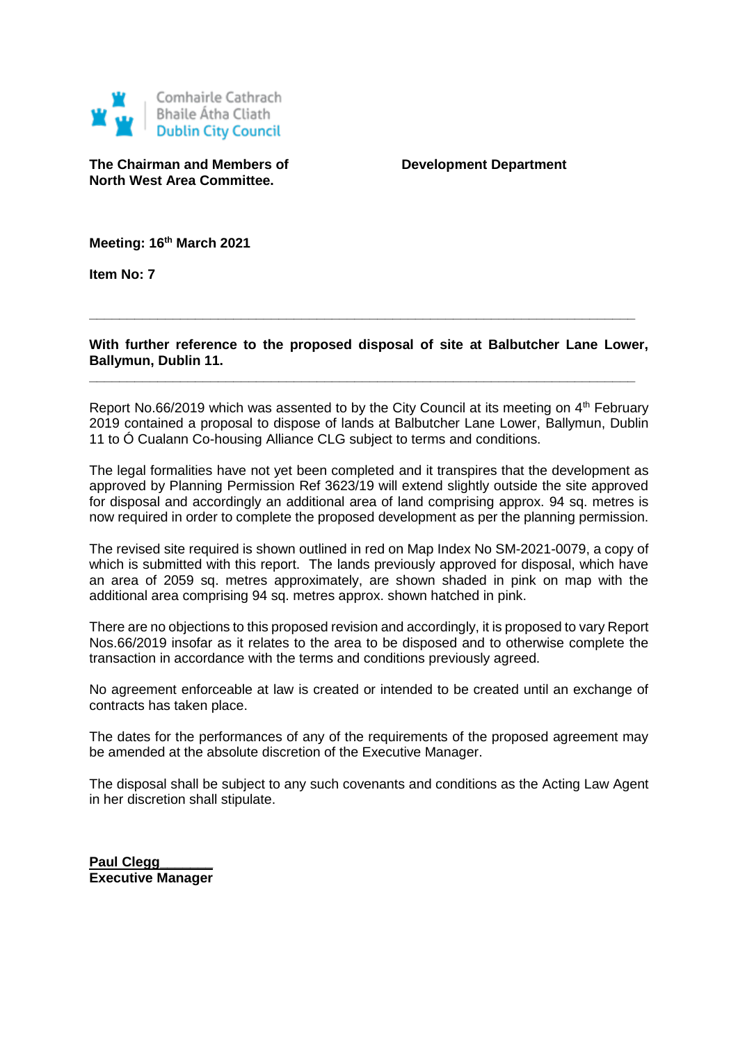Comhairle Cathrach
Bhaile Átha Cliath
Dublin City Council

**The Chairman and Members of North West Area Committee.**

**Development Department**

**Meeting: 16th March 2021**

**Item No: 7**

---

**With further reference to the proposed disposal of site at Balbutcher Lane Lower, Ballymun, Dublin 11.**

---

Report No.66/2019 which was assented to by the City Council at its meeting on 4th February 2019 contained a proposal to dispose of lands at Balbutcher Lane Lower, Ballymun, Dublin 11 to Ó Cualann Co-housing Alliance CLG subject to terms and conditions.

The legal formalities have not yet been completed and it transpires that the development as approved by Planning Permission Ref 3623/19 will extend slightly outside the site approved for disposal and accordingly an additional area of land comprising approx. 94 sq. metres is now required in order to complete the proposed development as per the planning permission.

The revised site required is shown outlined in red on Map Index No SM-2021-0079, a copy of which is submitted with this report. The lands previously approved for disposal, which have an area of 2059 sq. metres approximately, are shown shaded in pink on map with the additional area comprising 94 sq. metres approx. shown hatched in pink.

There are no objections to this proposed revision and accordingly, it is proposed to vary Report Nos.66/2019 insofar as it relates to the area to be disposed and to otherwise complete the transaction in accordance with the terms and conditions previously agreed.

No agreement enforceable at law is created or intended to be created until an exchange of contracts has taken place.

The dates for the performances of any of the requirements of the proposed agreement may be amended at the absolute discretion of the Executive Manager.

The disposal shall be subject to any such covenants and conditions as the Acting Law Agent in her discretion shall stipulate.

**Paul Clegg**
**Executive Manager**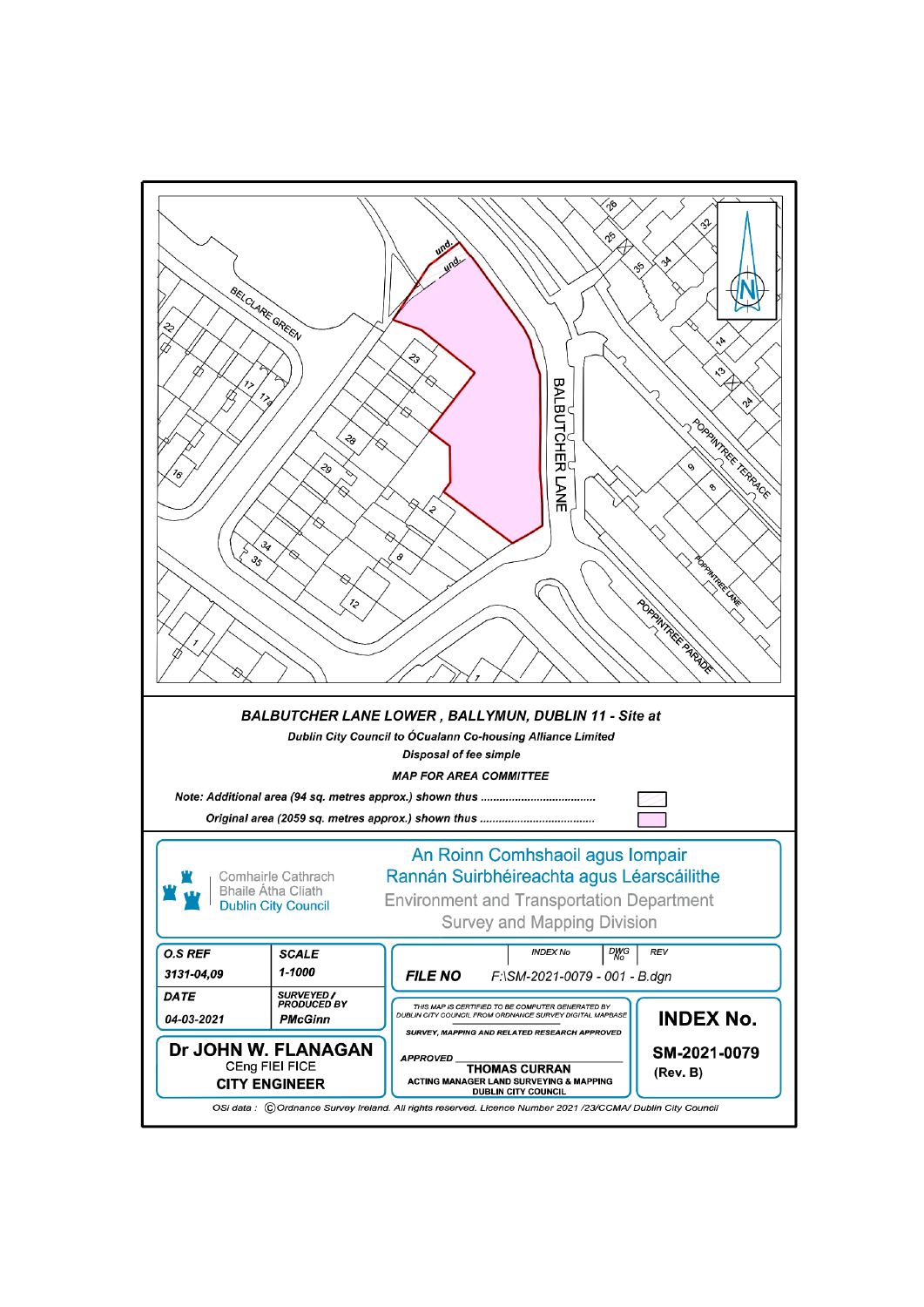BALBUTCHER LANE

BELCLARE GREEN

POPPINTREE TERRACE

POPPINTREE LANE

POPPINTREE PARADE

und.

und.

### BALBUTCHER LANE LOWER , BALLYMUN, DUBLIN 11 - Site at

**Dublin City Council to ÓCualann Co-housing Alliance Limited**

**Disposal of fee simple**

**MAP FOR AREA COMMITTEE**

*Note: Additional area (94 sq. metres approx.) shown thus ....................................*

*Original area (2059 sq. metres approx.) shown thus ....................................*

Comhairle Cathrach Bhaile Átha Cliath
Dublin City Council

An Roinn Comhshaoil agus Iompair
Rannán Suirbhéireachta agus Léarscáilithe
Environment and Transportation Department
Survey and Mapping Division

| O.S REF | SCALE |
| --- | --- |
| 3131-04,09 | 1-1000 |
| DATE | SURVEYED / PRODUCED BY |
| 04-03-2021 | PMcGinn |

INDEX No | DWG No | REV

**FILE NO** F:\SM-2021-0079 - 001 - B.dgn

THIS MAP IS CERTIFIED TO BE COMPUTER GENERATED BY DUBLIN CITY COUNCIL FROM ORDNANCE SURVEY DIGITAL MAPBASE

SURVEY, MAPPING AND RELATED RESEARCH APPROVED

APPROVED
**THOMAS CURRAN**
ACTING MANAGER LAND SURVEYING & MAPPING
DUBLIN CITY COUNCIL

**Dr JOHN W. FLANAGAN**
CEng FIEI FICE
**CITY ENGINEER**

**INDEX No.**
**SM-2021-0079**
**(Rev. B)**

OSi data : © Ordnance Survey Ireland. All rights reserved. Licence Number 2021 /23/CCMA/ Dublin City Council